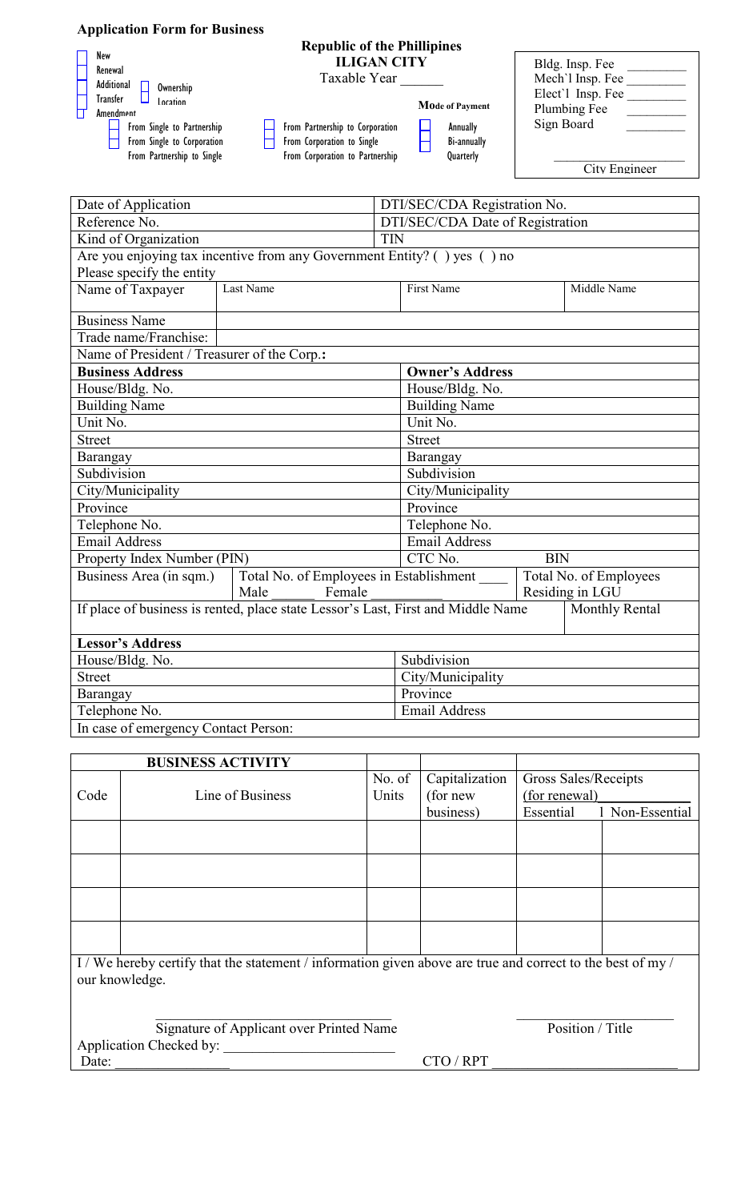**Application Form for Business**

- [ ] New
- [ ] Renewal
- [ ] Additional
- [ ] Transfer
  - [ ] Ownership
  - [ ] Location
- [ ] Amendment
  - [ ] From Single to Partnership
  - [ ] From Single to Corporation
  - From Partnership to Single
  - [ ] From Partnership to Corporation
  - [ ] From Corporation to Single
  - From Corporation to Partnership

**Republic of the Phillipines**
**ILIGAN CITY**
Taxable Year ______

**MOde of Payment**
- [ ] Annually
- [ ] Bi-annually
- Quarterly

Bldg. Insp. Fee ________
Mech`l Insp. Fee ________
Elect`l Insp. Fee ________
Plumbing Fee ________
Sign Board ________

____________________
City Engineer

| Date of Application | | DTI/SEC/CDA Registration No. | |
|---|---|---|---|
| Reference No. | | DTI/SEC/CDA Date of Registration | |
| Kind of Organization | | TIN | |
| Are you enjoying tax incentive from any Government Entity? ( ) yes ( ) no | | | |
| Please specify the entity | | | |
| Name of Taxpayer | Last Name | First Name | Middle Name |
| Business Name | | | |
| Trade name/Franchise: | | | |
| Name of President / Treasurer of the Corp.: | | | |
| **Business Address** | | **Owner's Address** | |
| House/Bldg. No. | | House/Bldg. No. | |
| Building Name | | Building Name | |
| Unit No. | | Unit No. | |
| Street | | Street | |
| Barangay | | Barangay | |
| Subdivision | | Subdivision | |
| City/Municipality | | City/Municipality | |
| Province | | Province | |
| Telephone No. | | Telephone No. | |
| Email Address | | Email Address | |
| Property Index Number (PIN) | | CTC No. | BIN |
| Business Area (in sqm.) | Total No. of Employees in Establishment ____ Male ______ Female __________ | | Total No. of Employees Residing in LGU |
| If place of business is rented, place state Lessor's Last, First and Middle Name | | | Monthly Rental |
| **Lessor's Address** | | | |
| House/Bldg. No. | | Subdivision | |
| Street | | City/Municipality | |
| Barangay | | Province | |
| Telephone No. | | Email Address | |
| In case of emergency Contact Person: | | | |

| **BUSINESS ACTIVITY** | | | | Gross Sales/Receipts (for renewal) | |
|---|---|---|---|---|---|
| Code | Line of Business | No. of Units | Capitalization (for new business) | Essential | Non-Essential |
| | | | | | |
| | | | | | |
| | | | | | |
| | | | | | |

I / We hereby certify that the statement / information given above are true and correct to the best of my / our knowledge.

______________________________
Signature of Applicant over Printed Name

______________________
Position / Title

Application Checked by: ______________________

Date: ______________ CTO / RPT ________________________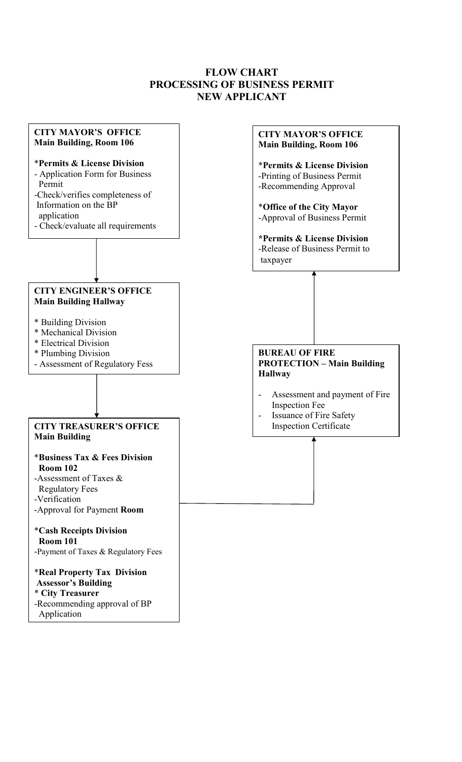# FLOW CHART
# PROCESSING OF BUSINESS PERMIT
# NEW APPLICANT

**CITY MAYOR'S OFFICE**
**Main Building, Room 106**

*__Permits & License Division__
- Application Form for Business Permit
- Check/verifies completeness of Information on the BP application
- Check/evaluate all requirements

↓

**CITY ENGINEER'S OFFICE**
**Main Building Hallway**

* Building Division
* Mechanical Division
* Electrical Division
* Plumbing Division
- Assessment of Regulatory Fess

↓

**CITY TREASURER'S OFFICE**
**Main Building**

*__Business Tax & Fees Division__
**Room 102**
- Assessment of Taxes & Regulatory Fees
- Verification
- Approval for Payment **Room**

*__Cash Receipts Division__
**Room 101**
- Payment of Taxes & Regulatory Fees

*__Real Property Tax Division__
**Assessor's Building**
* **City Treasurer**
- Recommending approval of BP Application

→

**BUREAU OF FIRE PROTECTION – Main Building Hallway**

- Assessment and payment of Fire Inspection Fee
- Issuance of Fire Safety Inspection Certificate

↑

**CITY MAYOR'S OFFICE**
**Main Building, Room 106**

*__Permits & License Division__
- Printing of Business Permit
- Recommending Approval

*__Office of the City Mayor__
- Approval of Business Permit

*__Permits & License Division__
- Release of Business Permit to taxpayer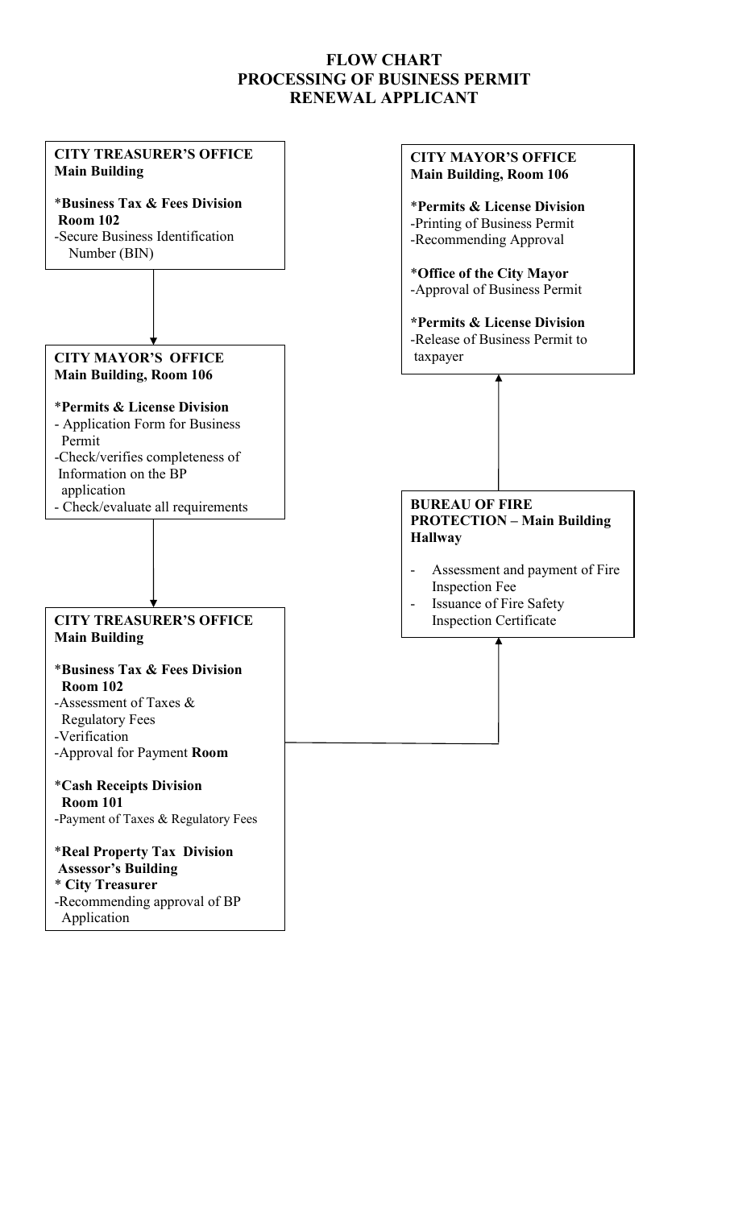# FLOW CHART
# PROCESSING OF BUSINESS PERMIT
# RENEWAL APPLICANT

**CITY TREASURER'S OFFICE**
**Main Building**

***Business Tax & Fees Division**
**Room 102**
-Secure Business Identification Number (BIN)

↓

**CITY MAYOR'S OFFICE**
**Main Building, Room 106**

***Permits & License Division**
- Application Form for Business Permit
-Check/verifies completeness of Information on the BP application
- Check/evaluate all requirements

↓

**CITY TREASURER'S OFFICE**
**Main Building**

***Business Tax & Fees Division**
**Room 102**
-Assessment of Taxes & Regulatory Fees
-Verification
-Approval for Payment **Room**

***Cash Receipts Division**
**Room 101**
-Payment of Taxes & Regulatory Fees

***Real Property Tax Division**
**Assessor's Building**
*** City Treasurer**
-Recommending approval of BP Application

→

**BUREAU OF FIRE PROTECTION – Main Building Hallway**

- Assessment and payment of Fire Inspection Fee
- Issuance of Fire Safety Inspection Certificate

↑

**CITY MAYOR'S OFFICE**
**Main Building, Room 106**

***Permits & License Division**
-Printing of Business Permit
-Recommending Approval

***Office of the City Mayor**
-Approval of Business Permit

***Permits & License Division**
-Release of Business Permit to taxpayer